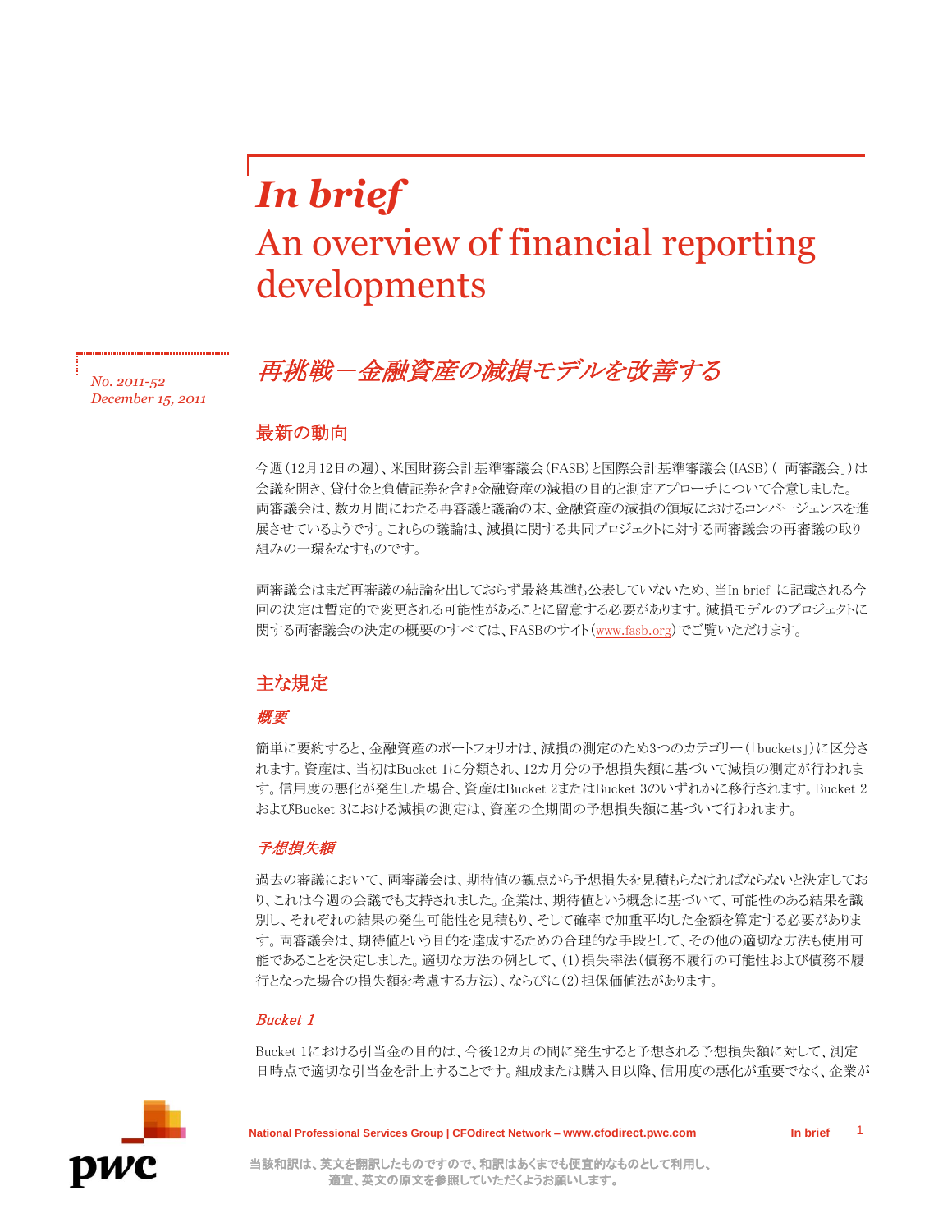# *In brief*

# An overview of financial reporting developments

*No. 2011-52*
*December 15, 2011*

## *再挑戦－金融資産の減損モデルを改善する*

### 最新の動向

今週（12月12日の週）、米国財務会計基準審議会（FASB）と国際会計基準審議会（IASB）（「両審議会」）は会議を開き、貸付金と負債証券を含む金融資産の減損の目的と測定アプローチについて合意しました。両審議会は、数カ月間にわたる再審議と議論の末、金融資産の減損の領域におけるコンバージェンスを進展させているようです。これらの議論は、減損に関する共同プロジェクトに対する両審議会の再審議の取り組みの一環をなすものです。

両審議会はまだ再審議の結論を出しておらず最終基準も公表していないため、当In brief に記載される今回の決定は暫定的で変更される可能性があることに留意する必要があります。減損モデルのプロジェクトに関する両審議会の決定の概要のすべては、FASBのサイト（www.fasb.org）でご覧いただけます。

### 主な規定

#### *概要*

簡単に要約すると、金融資産のポートフォリオは、減損の測定のため3つのカテゴリー（「buckets」）に区分されます。資産は、当初はBucket 1に分類され、12カ月分の予想損失額に基づいて減損の測定が行われます。信用度の悪化が発生した場合、資産はBucket 2またはBucket 3のいずれかに移行されます。Bucket 2およびBucket 3における減損の測定は、資産の全期間の予想損失額に基づいて行われます。

#### *予想損失額*

過去の審議において、両審議会は、期待値の観点から予想損失を見積もらなければならないと決定しており、これは今週の会議でも支持されました。企業は、期待値という概念に基づいて、可能性のある結果を識別し、それぞれの結果の発生可能性を見積もり、そして確率で加重平均した金額を算定する必要があります。両審議会は、期待値という目的を達成するための合理的な手段として、その他の適切な方法も使用可能であることを決定しました。適切な方法の例として、(1)損失率法（債務不履行の可能性および債務不履行となった場合の損失額を考慮する方法）、ならびに(2)担保価値法があります。

#### *Bucket 1*

Bucket 1における引当金の目的は、今後12カ月の間に発生すると予想される予想損失額に対して、測定日時点で適切な引当金を計上することです。組成または購入日以降、信用度の悪化が重要でなく、企業が

当該和訳は、英文を翻訳したものですので、和訳はあくまでも便宜的なものとして利用し、適宜、英文の原文を参照していただくようお願いします。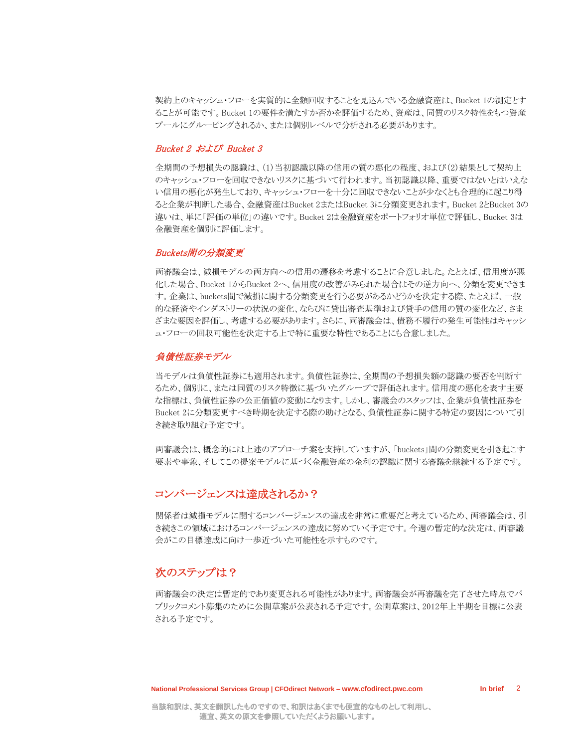契約上のキャッシュ・フローを実質的に全額回収することを見込んでいる金融資産は、Bucket 1の測定とすることが可能です。Bucket 1の要件を満たすか否かを評価するため、資産は、同質のリスク特性をもつ資産プールにグルーピングされるか、または個別レベルで分析される必要があります。

### *Bucket 2 および Bucket 3*

全期間の予想損失の認識は、(1)当初認識以降の信用の質の悪化の程度、および(2)結果として契約上のキャッシュ・フローを回収できないリスクに基づいて行われます。当初認識以降、重要ではないとはいえない信用の悪化が発生しており、キャッシュ・フローを十分に回収できないことが少なくとも合理的に起こり得ると企業が判断した場合、金融資産はBucket 2またはBucket 3に分類変更されます。Bucket 2とBucket 3の違いは、単に「評価の単位」の違いです。Bucket 2は金融資産をポートフォリオ単位で評価し、Bucket 3は金融資産を個別に評価します。

### *Buckets間の分類変更*

両審議会は、減損モデルの両方向への信用の遷移を考慮することに合意しました。たとえば、信用度が悪化した場合、Bucket 1からBucket 2へ、信用度の改善がみられた場合はその逆方向へ、分類を変更できます。企業は、buckets間で減損に関する分類変更を行う必要があるかどうかを決定する際、たとえば、一般的な経済やインダストリーの状況の変化、ならびに貸出審査基準および貸手の信用の質の変化など、さまざまな要因を評価し、考慮する必要があります。さらに、両審議会は、債務不履行の発生可能性はキャッシュ・フローの回収可能性を決定する上で特に重要な特性であることにも合意しました。

### *負債性証券モデル*

当モデルは負債性証券にも適用されます。負債性証券は、全期間の予想損失額の認識の要否を判断するため、個別に、または同質のリスク特徴に基づいたグループで評価されます。信用度の悪化を表す主要な指標は、負債性証券の公正価値の変動になります。しかし、審議会のスタッフは、企業が負債性証券をBucket 2に分類変更すべき時期を決定する際の助けとなる、負債性証券に関する特定の要因について引き続き取り組む予定です。

両審議会は、概念的には上述のアプローチ案を支持していますが、「buckets」間の分類変更を引き起こす要素や事象、そしてこの提案モデルに基づく金融資産の金利の認識に関する審議を継続する予定です。

## コンバージェンスは達成されるか？

関係者は減損モデルに関するコンバージェンスの達成を非常に重要だと考えているため、両審議会は、引き続きこの領域におけるコンバージェンスの達成に努めていく予定です。今週の暫定的な決定は、両審議会がこの目標達成に向け一歩近づいた可能性を示すものです。

## 次のステップは？

両審議会の決定は暫定的であり変更される可能性があります。両審議会が再審議を完了させた時点でパブリックコメント募集のために公開草案が公表される予定です。公開草案は、2012年上半期を目標に公表される予定です。

当該和訳は、英文を翻訳したものですので、和訳はあくまでも便宜的なものとして利用し、適宜、英文の原文を参照していただくようお願いします。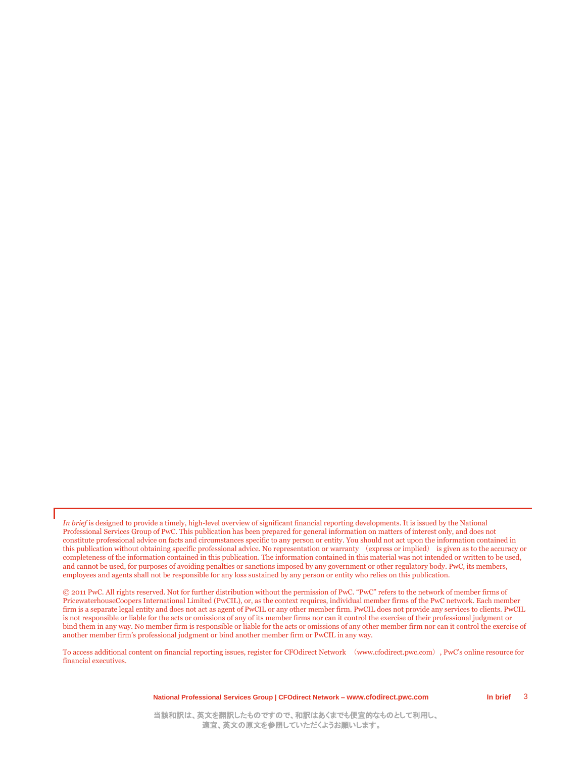*In brief* is designed to provide a timely, high-level overview of significant financial reporting developments. It is issued by the National Professional Services Group of PwC. This publication has been prepared for general information on matters of interest only, and does not constitute professional advice on facts and circumstances specific to any person or entity. You should not act upon the information contained in this publication without obtaining specific professional advice. No representation or warranty （express or implied） is given as to the accuracy or completeness of the information contained in this publication. The information contained in this material was not intended or written to be used, and cannot be used, for purposes of avoiding penalties or sanctions imposed by any government or other regulatory body. PwC, its members, employees and agents shall not be responsible for any loss sustained by any person or entity who relies on this publication.

© 2011 PwC. All rights reserved. Not for further distribution without the permission of PwC. "PwC" refers to the network of member firms of PricewaterhouseCoopers International Limited (PwCIL), or, as the context requires, individual member firms of the PwC network. Each member firm is a separate legal entity and does not act as agent of PwCIL or any other member firm. PwCIL does not provide any services to clients. PwCIL is not responsible or liable for the acts or omissions of any of its member firms nor can it control the exercise of their professional judgment or bind them in any way. No member firm is responsible or liable for the acts or omissions of any other member firm nor can it control the exercise of another member firm's professional judgment or bind another member firm or PwCIL in any way.

To access additional content on financial reporting issues, register for CFOdirect Network （www.cfodirect.pwc.com）, PwC's online resource for financial executives.

当該和訳は、英文を翻訳したものですので、和訳はあくまでも便宜的なものとして利用し、
適宜、英文の原文を参照していただくようお願いします。